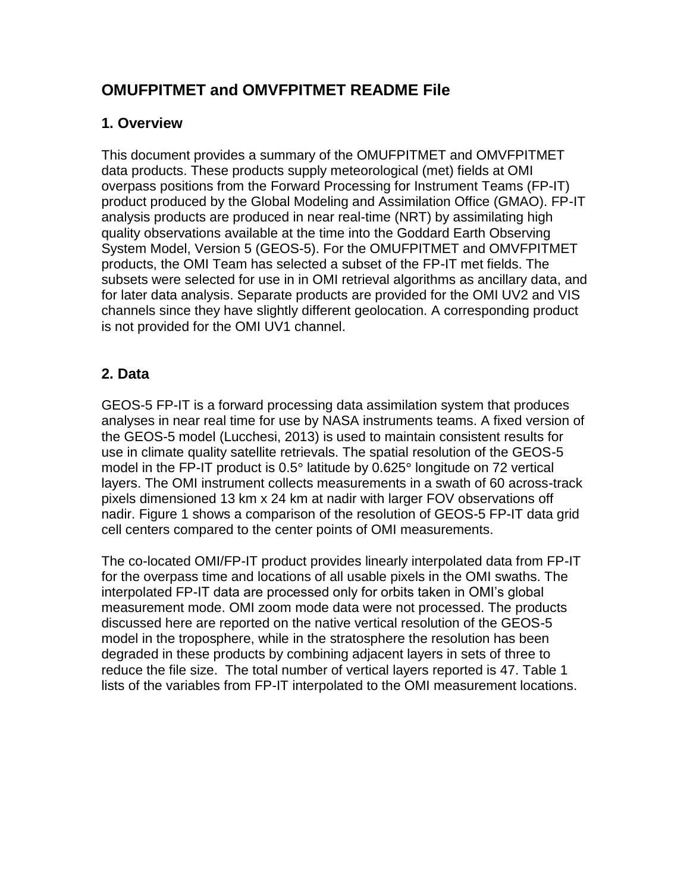# OMUFPITMET and OMVFPITMET README File

## 1. Overview

This document provides a summary of the OMUFPITMET and OMVFPITMET data products. These products supply meteorological (met) fields at OMI overpass positions from the Forward Processing for Instrument Teams (FP-IT) product produced by the Global Modeling and Assimilation Office (GMAO). FP-IT analysis products are produced in near real-time (NRT) by assimilating high quality observations available at the time into the Goddard Earth Observing System Model, Version 5 (GEOS-5). For the OMUFPITMET and OMVFPITMET products, the OMI Team has selected a subset of the FP-IT met fields. The subsets were selected for use in in OMI retrieval algorithms as ancillary data, and for later data analysis. Separate products are provided for the OMI UV2 and VIS channels since they have slightly different geolocation. A corresponding product is not provided for the OMI UV1 channel.

## 2. Data

GEOS-5 FP-IT is a forward processing data assimilation system that produces analyses in near real time for use by NASA instruments teams. A fixed version of the GEOS-5 model (Lucchesi, 2013) is used to maintain consistent results for use in climate quality satellite retrievals. The spatial resolution of the GEOS-5 model in the FP-IT product is 0.5° latitude by 0.625° longitude on 72 vertical layers. The OMI instrument collects measurements in a swath of 60 across-track pixels dimensioned 13 km x 24 km at nadir with larger FOV observations off nadir. Figure 1 shows a comparison of the resolution of GEOS-5 FP-IT data grid cell centers compared to the center points of OMI measurements.

The co-located OMI/FP-IT product provides linearly interpolated data from FP-IT for the overpass time and locations of all usable pixels in the OMI swaths. The interpolated FP-IT data are processed only for orbits taken in OMI's global measurement mode. OMI zoom mode data were not processed. The products discussed here are reported on the native vertical resolution of the GEOS-5 model in the troposphere, while in the stratosphere the resolution has been degraded in these products by combining adjacent layers in sets of three to reduce the file size. The total number of vertical layers reported is 47. Table 1 lists of the variables from FP-IT interpolated to the OMI measurement locations.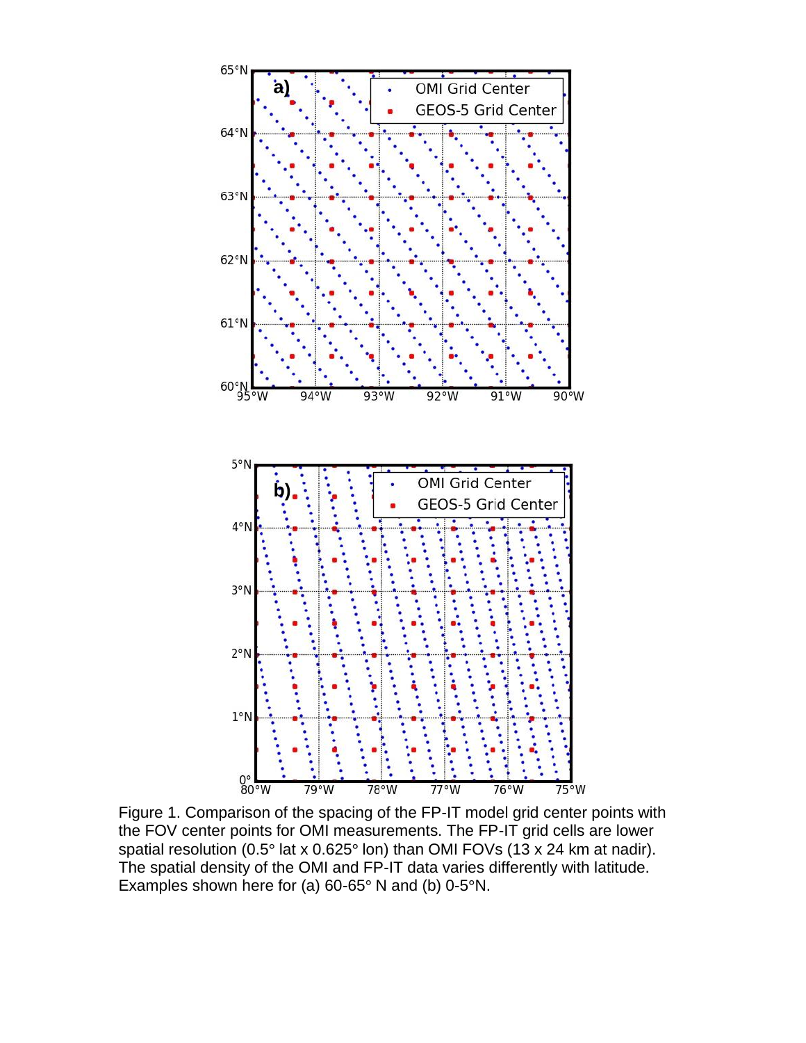a)

OMI Grid Center

GEOS-5 Grid Center

65°N
64°N
63°N
62°N
61°N
60°N

95°W 94°W 93°W 92°W 91°W 90°W

b)

OMI Grid Center

GEOS-5 Grid Center

5°N
4°N
3°N
2°N
1°N
0°

80°W 79°W 78°W 77°W 76°W 75°W

Figure 1. Comparison of the spacing of the FP-IT model grid center points with the FOV center points for OMI measurements. The FP-IT grid cells are lower spatial resolution (0.5° lat x 0.625° lon) than OMI FOVs (13 x 24 km at nadir). The spatial density of the OMI and FP-IT data varies differently with latitude. Examples shown here for (a) 60-65° N and (b) 0-5°N.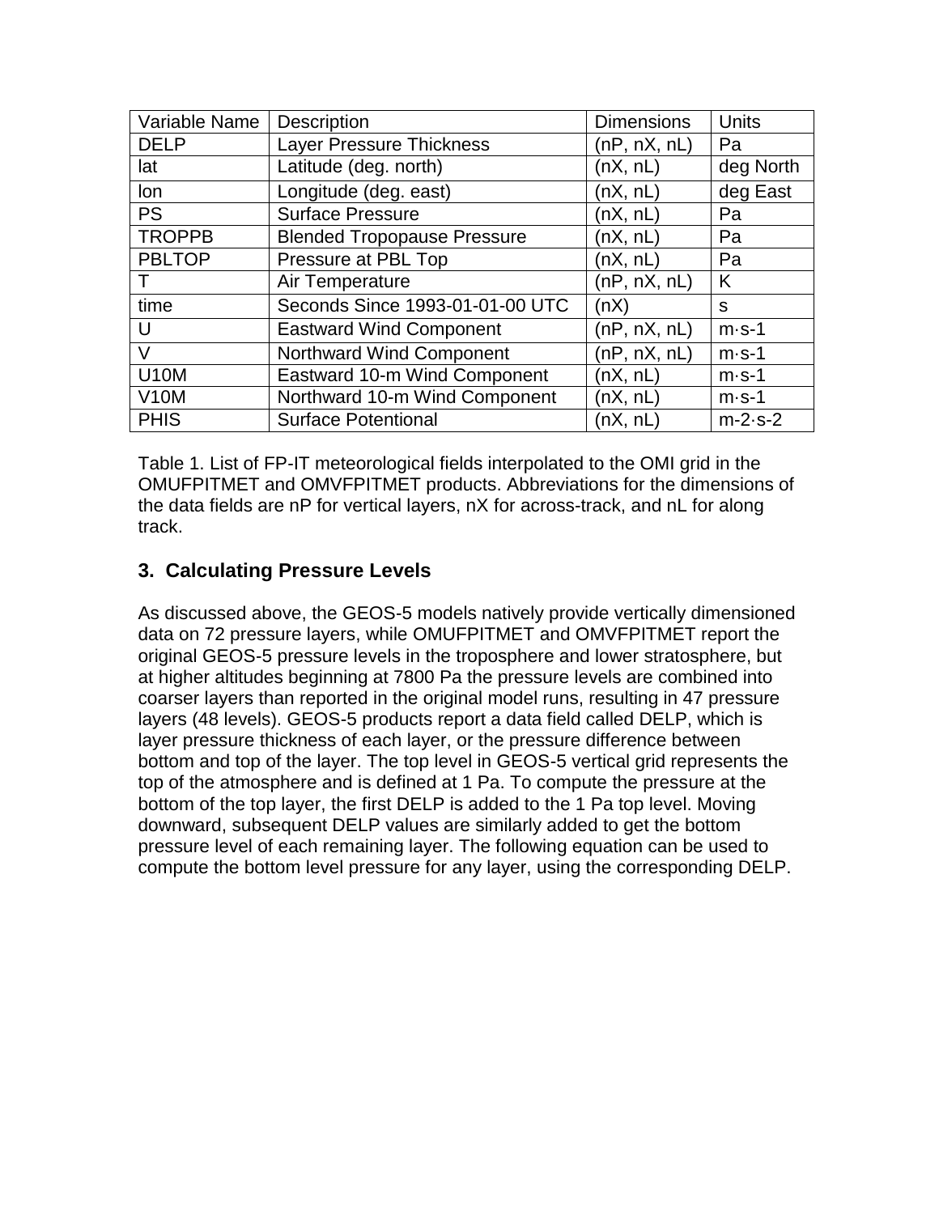| Variable Name | Description | Dimensions | Units |
|---|---|---|---|
| DELP | Layer Pressure Thickness | (nP, nX, nL) | Pa |
| lat | Latitude (deg. north) | (nX, nL) | deg North |
| lon | Longitude (deg. east) | (nX, nL) | deg East |
| PS | Surface Pressure | (nX, nL) | Pa |
| TROPPB | Blended Tropopause Pressure | (nX, nL) | Pa |
| PBLTOP | Pressure at PBL Top | (nX, nL) | Pa |
| T | Air Temperature | (nP, nX, nL) | K |
| time | Seconds Since 1993-01-01-00 UTC | (nX) | s |
| U | Eastward Wind Component | (nP, nX, nL) | m·s-1 |
| V | Northward Wind Component | (nP, nX, nL) | m·s-1 |
| U10M | Eastward 10-m Wind Component | (nX, nL) | m·s-1 |
| V10M | Northward 10-m Wind Component | (nX, nL) | m·s-1 |
| PHIS | Surface Potentional | (nX, nL) | m-2·s-2 |

Table 1. List of FP-IT meteorological fields interpolated to the OMI grid in the OMUFPITMET and OMVFPITMET products. Abbreviations for the dimensions of the data fields are nP for vertical layers, nX for across-track, and nL for along track.

## 3. Calculating Pressure Levels

As discussed above, the GEOS-5 models natively provide vertically dimensioned data on 72 pressure layers, while OMUFPITMET and OMVFPITMET report the original GEOS-5 pressure levels in the troposphere and lower stratosphere, but at higher altitudes beginning at 7800 Pa the pressure levels are combined into coarser layers than reported in the original model runs, resulting in 47 pressure layers (48 levels). GEOS-5 products report a data field called DELP, which is layer pressure thickness of each layer, or the pressure difference between bottom and top of the layer. The top level in GEOS-5 vertical grid represents the top of the atmosphere and is defined at 1 Pa. To compute the pressure at the bottom of the top layer, the first DELP is added to the 1 Pa top level. Moving downward, subsequent DELP values are similarly added to get the bottom pressure level of each remaining layer. The following equation can be used to compute the bottom level pressure for any layer, using the corresponding DELP.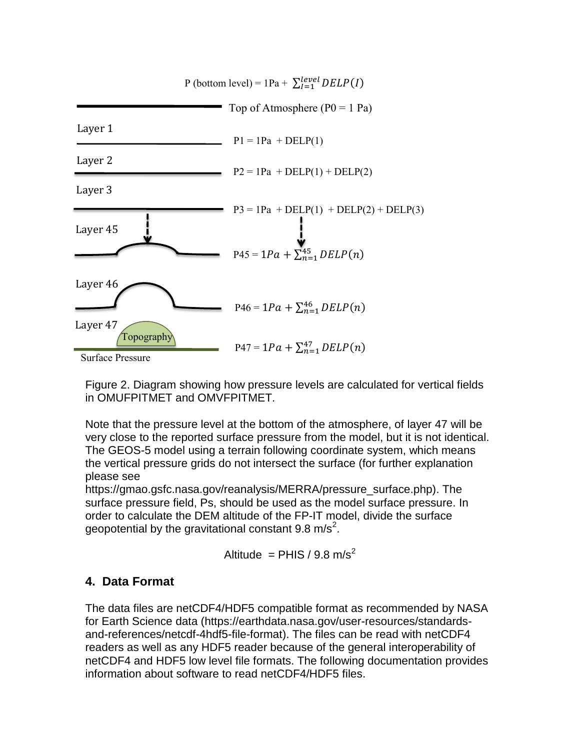$$P \text{ (bottom level)} = 1\text{Pa} + \sum_{I=1}^{level} DELP(I)$$

Top of Atmosphere (P0 = 1 Pa)

Layer 1

P1 = 1Pa + DELP(1)

Layer 2

P2 = 1Pa + DELP(1) + DELP(2)

Layer 3

P3 = 1Pa + DELP(1) + DELP(2) + DELP(3)

Layer 45

$P45 = 1Pa + \sum_{n=1}^{45} DELP(n)$

Layer 46

$P46 = 1Pa + \sum_{n=1}^{46} DELP(n)$

Layer 47

Topography

$P47 = 1Pa + \sum_{n=1}^{47} DELP(n)$

Surface Pressure

Figure 2. Diagram showing how pressure levels are calculated for vertical fields in OMUFPITMET and OMVFPITMET.

Note that the pressure level at the bottom of the atmosphere, of layer 47 will be very close to the reported surface pressure from the model, but it is not identical. The GEOS-5 model using a terrain following coordinate system, which means the vertical pressure grids do not intersect the surface (for further explanation please see https://gmao.gsfc.nasa.gov/reanalysis/MERRA/pressure_surface.php). The surface pressure field, Ps, should be used as the model surface pressure. In order to calculate the DEM altitude of the FP-IT model, divide the surface geopotential by the gravitational constant 9.8 m/s$^2$.

$$\text{Altitude} = \text{PHIS} / 9.8 \text{ m/s}^2$$

## 4. Data Format

The data files are netCDF4/HDF5 compatible format as recommended by NASA for Earth Science data (https://earthdata.nasa.gov/user-resources/standards-and-references/netcdf-4hdf5-file-format). The files can be read with netCDF4 readers as well as any HDF5 reader because of the general interoperability of netCDF4 and HDF5 low level file formats. The following documentation provides information about software to read netCDF4/HDF5 files.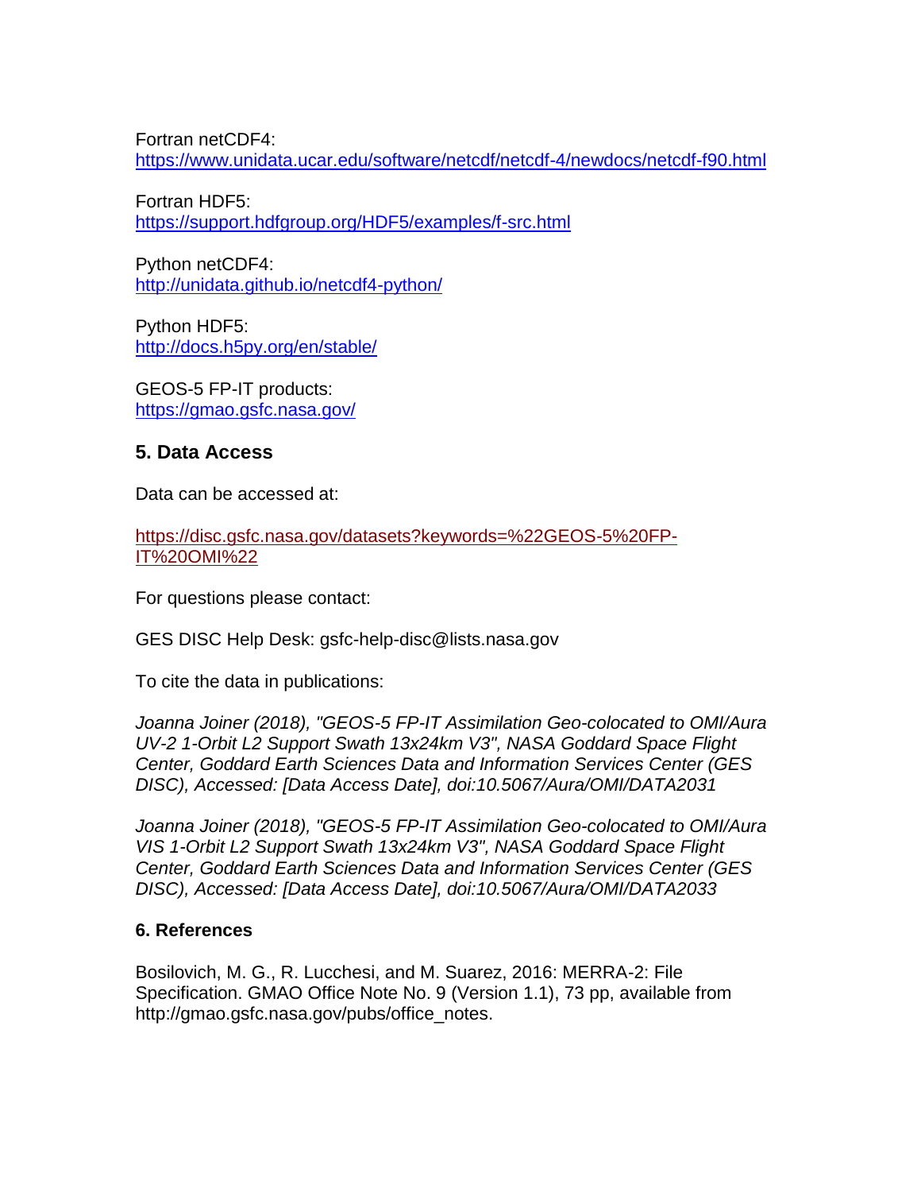Fortran netCDF4:
https://www.unidata.ucar.edu/software/netcdf/netcdf-4/newdocs/netcdf-f90.html

Fortran HDF5:
https://support.hdfgroup.org/HDF5/examples/f-src.html

Python netCDF4:
http://unidata.github.io/netcdf4-python/

Python HDF5:
http://docs.h5py.org/en/stable/

GEOS-5 FP-IT products:
https://gmao.gsfc.nasa.gov/

## 5. Data Access

Data can be accessed at:

https://disc.gsfc.nasa.gov/datasets?keywords=%22GEOS-5%20FP-IT%20OMI%22

For questions please contact:

GES DISC Help Desk: gsfc-help-disc@lists.nasa.gov

To cite the data in publications:

*Joanna Joiner (2018), "GEOS-5 FP-IT Assimilation Geo-colocated to OMI/Aura UV-2 1-Orbit L2 Support Swath 13x24km V3", NASA Goddard Space Flight Center, Goddard Earth Sciences Data and Information Services Center (GES DISC), Accessed: [Data Access Date], doi:10.5067/Aura/OMI/DATA2031*

*Joanna Joiner (2018), "GEOS-5 FP-IT Assimilation Geo-colocated to OMI/Aura VIS 1-Orbit L2 Support Swath 13x24km V3", NASA Goddard Space Flight Center, Goddard Earth Sciences Data and Information Services Center (GES DISC), Accessed: [Data Access Date], doi:10.5067/Aura/OMI/DATA2033*

## 6. References

Bosilovich, M. G., R. Lucchesi, and M. Suarez, 2016: MERRA-2: File Specification. GMAO Office Note No. 9 (Version 1.1), 73 pp, available from http://gmao.gsfc.nasa.gov/pubs/office_notes.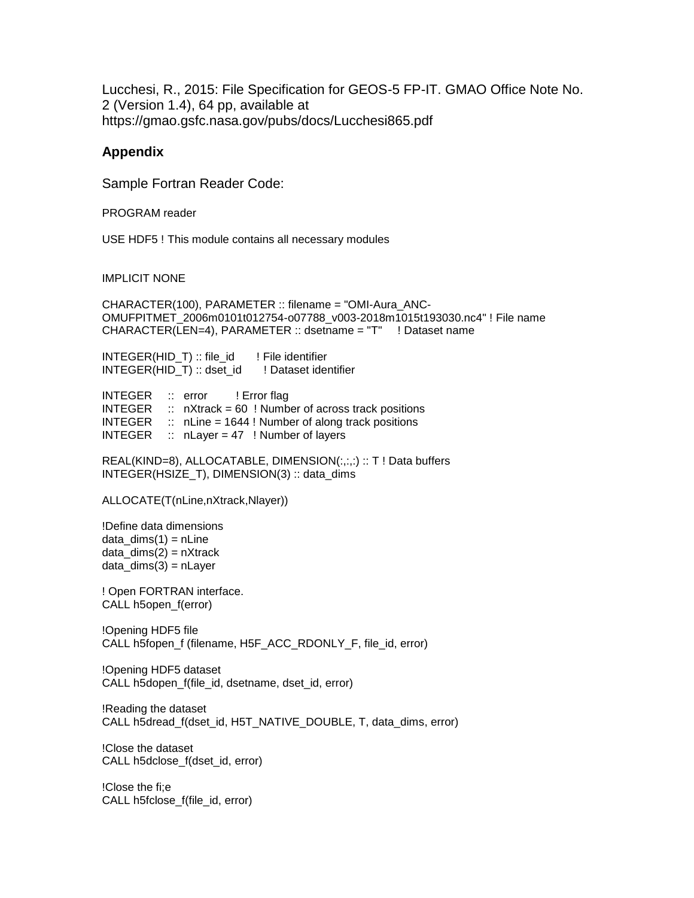Lucchesi, R., 2015: File Specification for GEOS-5 FP-IT. GMAO Office Note No. 2 (Version 1.4), 64 pp, available at https://gmao.gsfc.nasa.gov/pubs/docs/Lucchesi865.pdf

## Appendix

Sample Fortran Reader Code:

```
PROGRAM reader

USE HDF5 ! This module contains all necessary modules


IMPLICIT NONE

CHARACTER(100), PARAMETER :: filename = "OMI-Aura_ANC-
OMUFPITMET_2006m0101t012754-o07788_v003-2018m1015t193030.nc4" ! File name
CHARACTER(LEN=4), PARAMETER :: dsetname = "T"     ! Dataset name

INTEGER(HID_T) :: file_id       ! File identifier
INTEGER(HID_T) :: dset_id       ! Dataset identifier

INTEGER     ::  error         ! Error flag
INTEGER     ::  nXtrack = 60  ! Number of across track positions
INTEGER     ::  nLine = 1644 ! Number of along track positions
INTEGER     ::  nLayer = 47   ! Number of layers

REAL(KIND=8), ALLOCATABLE, DIMENSION(:,:,:) :: T ! Data buffers
INTEGER(HSIZE_T), DIMENSION(3) :: data_dims

ALLOCATE(T(nLine,nXtrack,Nlayer))

!Define data dimensions
data_dims(1) = nLine
data_dims(2) = nXtrack
data_dims(3) = nLayer

! Open FORTRAN interface.
CALL h5open_f(error)

!Opening HDF5 file
CALL h5fopen_f (filename, H5F_ACC_RDONLY_F, file_id, error)

!Opening HDF5 dataset
CALL h5dopen_f(file_id, dsetname, dset_id, error)

!Reading the dataset
CALL h5dread_f(dset_id, H5T_NATIVE_DOUBLE, T, data_dims, error)

!Close the dataset
CALL h5dclose_f(dset_id, error)

!Close the fi;e
CALL h5fclose_f(file_id, error)
```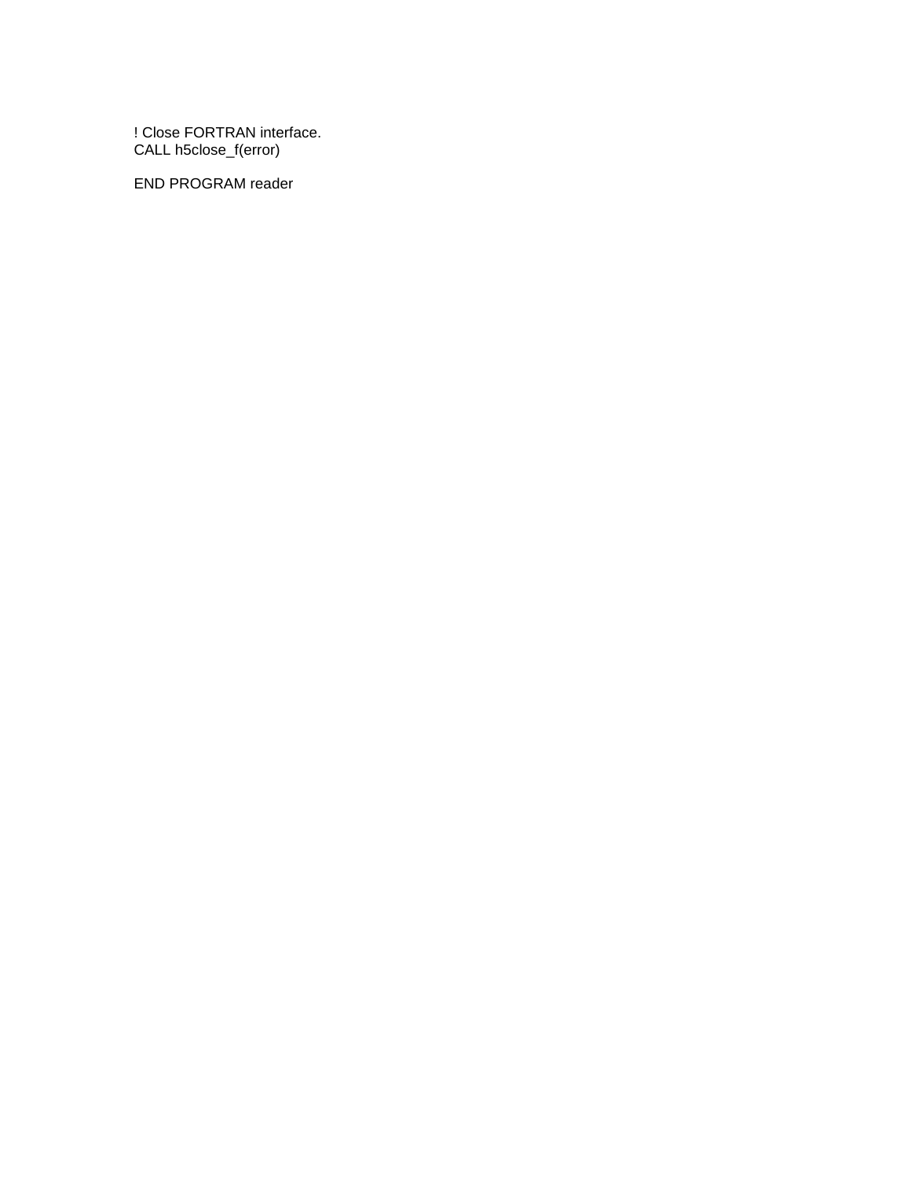```
! Close FORTRAN interface.
CALL h5close_f(error)

END PROGRAM reader
```